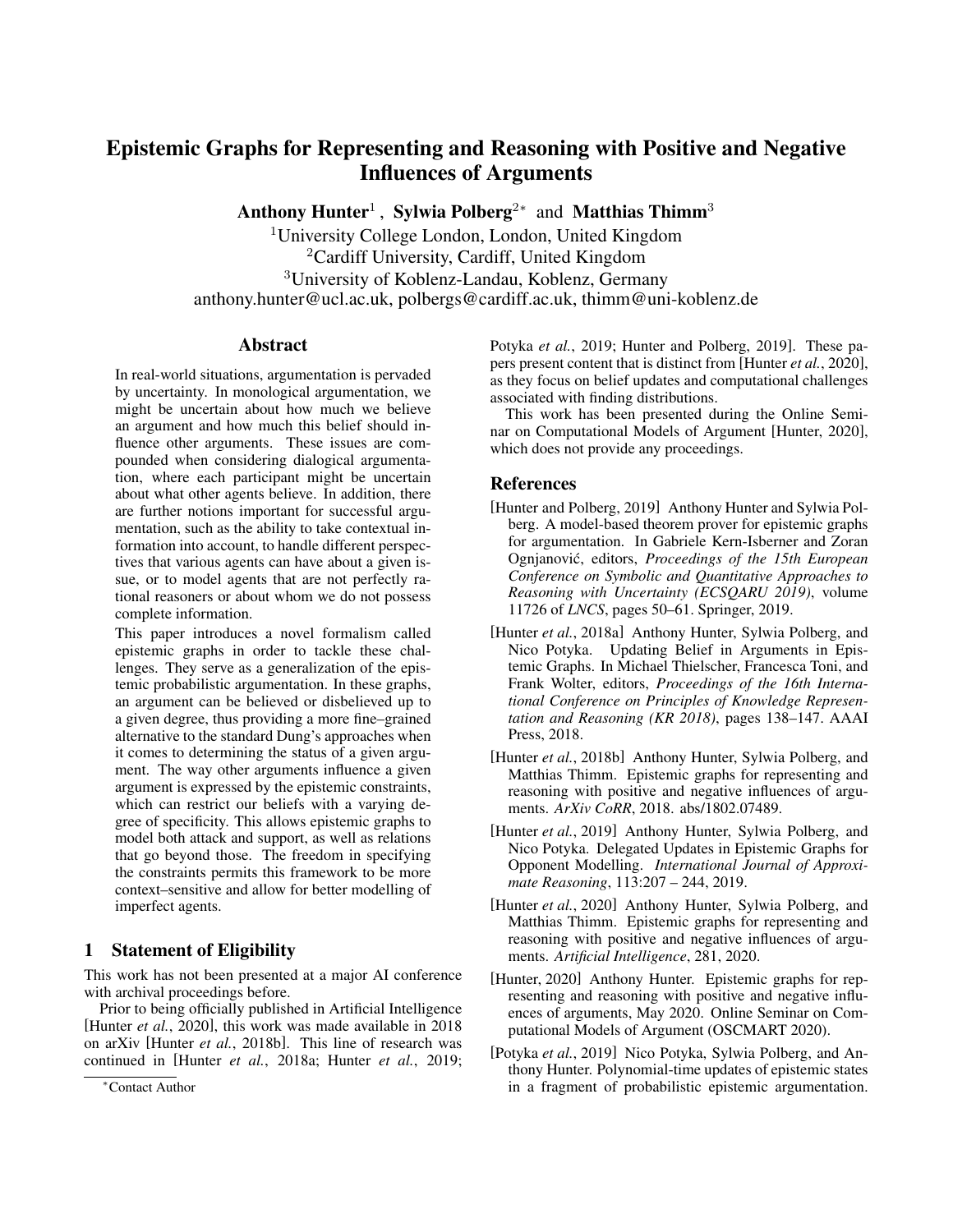# Epistemic Graphs for Representing and Reasoning with Positive and Negative Influences of Arguments

**Anthony Hunter**[1], **Sylwia Polberg**[2*] and **Matthias Thimm**[3]

[1]University College London, London, United Kingdom
[2]Cardiff University, Cardiff, United Kingdom
[3]University of Koblenz-Landau, Koblenz, Germany
anthony.hunter@ucl.ac.uk, polbergs@cardiff.ac.uk, thimm@uni-koblenz.de

## Abstract

In real-world situations, argumentation is pervaded by uncertainty. In monological argumentation, we might be uncertain about how much we believe an argument and how much this belief should influence other arguments. These issues are compounded when considering dialogical argumentation, where each participant might be uncertain about what other agents believe. In addition, there are further notions important for successful argumentation, such as the ability to take contextual information into account, to handle different perspectives that various agents can have about a given issue, or to model agents that are not perfectly rational reasoners or about whom we do not possess complete information.

This paper introduces a novel formalism called epistemic graphs in order to tackle these challenges. They serve as a generalization of the epistemic probabilistic argumentation. In these graphs, an argument can be believed or disbelieved up to a given degree, thus providing a more fine–grained alternative to the standard Dung's approaches when it comes to determining the status of a given argument. The way other arguments influence a given argument is expressed by the epistemic constraints, which can restrict our beliefs with a varying degree of specificity. This allows epistemic graphs to model both attack and support, as well as relations that go beyond those. The freedom in specifying the constraints permits this framework to be more context–sensitive and allow for better modelling of imperfect agents.

## 1 Statement of Eligibility

This work has not been presented at a major AI conference with archival proceedings before.

Prior to being officially published in Artificial Intelligence [Hunter *et al.*, 2020], this work was made available in 2018 on arXiv [Hunter *et al.*, 2018b]. This line of research was continued in [Hunter *et al.*, 2018a; Hunter *et al.*, 2019; Potyka *et al.*, 2019; Hunter and Polberg, 2019]. These papers present content that is distinct from [Hunter *et al.*, 2020], as they focus on belief updates and computational challenges associated with finding distributions.

This work has been presented during the Online Seminar on Computational Models of Argument [Hunter, 2020], which does not provide any proceedings.

*Contact Author

## References

[Hunter and Polberg, 2019] Anthony Hunter and Sylwia Polberg. A model-based theorem prover for epistemic graphs for argumentation. In Gabriele Kern-Isberner and Zoran Ognjanović, editors, *Proceedings of the 15th European Conference on Symbolic and Quantitative Approaches to Reasoning with Uncertainty (ECSQARU 2019)*, volume 11726 of *LNCS*, pages 50–61. Springer, 2019.

[Hunter *et al.*, 2018a] Anthony Hunter, Sylwia Polberg, and Nico Potyka. Updating Belief in Arguments in Epistemic Graphs. In Michael Thielscher, Francesca Toni, and Frank Wolter, editors, *Proceedings of the 16th International Conference on Principles of Knowledge Representation and Reasoning (KR 2018)*, pages 138–147. AAAI Press, 2018.

[Hunter *et al.*, 2018b] Anthony Hunter, Sylwia Polberg, and Matthias Thimm. Epistemic graphs for representing and reasoning with positive and negative influences of arguments. *ArXiv CoRR*, 2018. abs/1802.07489.

[Hunter *et al.*, 2019] Anthony Hunter, Sylwia Polberg, and Nico Potyka. Delegated Updates in Epistemic Graphs for Opponent Modelling. *International Journal of Approximate Reasoning*, 113:207 – 244, 2019.

[Hunter *et al.*, 2020] Anthony Hunter, Sylwia Polberg, and Matthias Thimm. Epistemic graphs for representing and reasoning with positive and negative influences of arguments. *Artificial Intelligence*, 281, 2020.

[Hunter, 2020] Anthony Hunter. Epistemic graphs for representing and reasoning with positive and negative influences of arguments, May 2020. Online Seminar on Computational Models of Argument (OSCMART 2020).

[Potyka *et al.*, 2019] Nico Potyka, Sylwia Polberg, and Anthony Hunter. Polynomial-time updates of epistemic states in a fragment of probabilistic epistemic argumentation.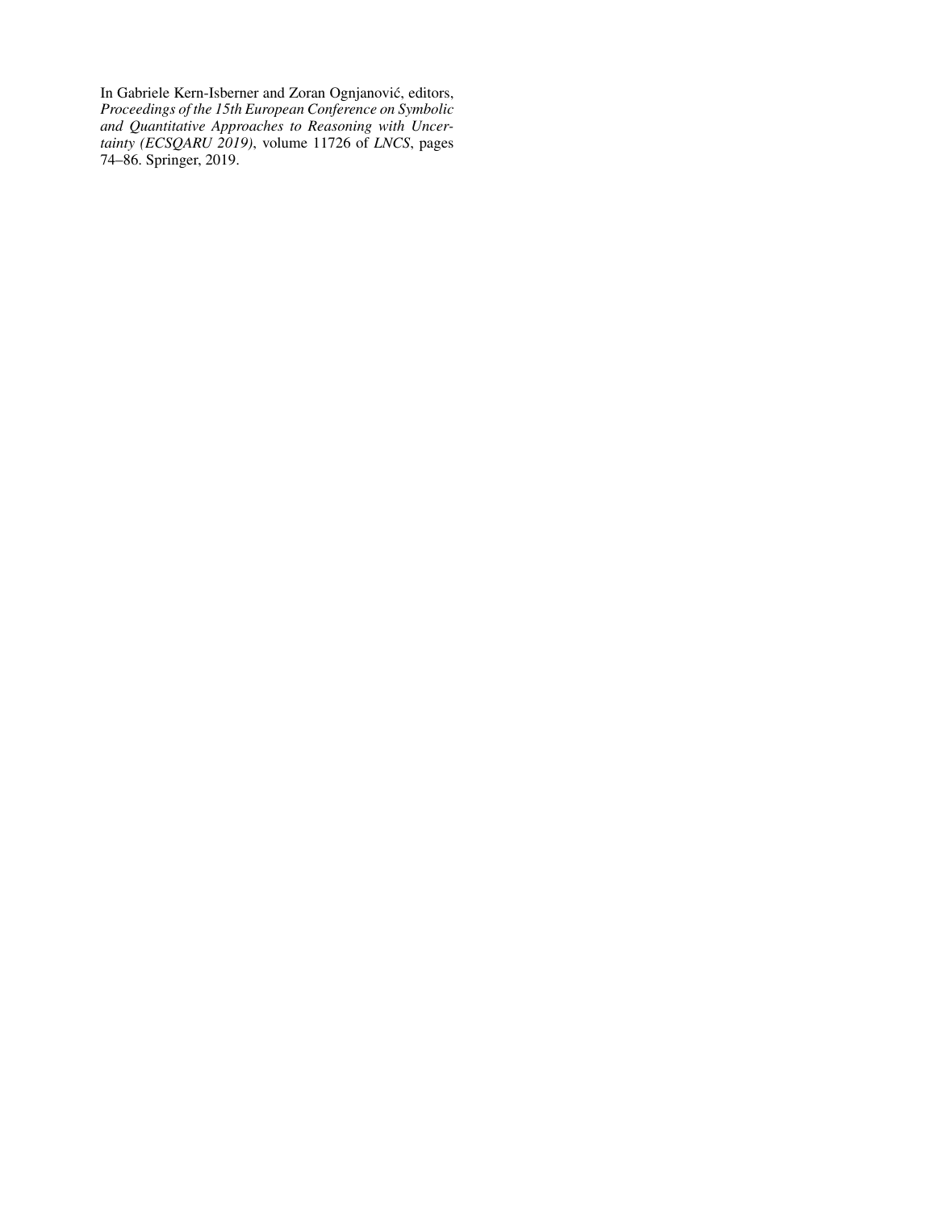In Gabriele Kern-Isberner and Zoran Ognjanović, editors, *Proceedings of the 15th European Conference on Symbolic and Quantitative Approaches to Reasoning with Uncertainty (ECSQARU 2019)*, volume 11726 of *LNCS*, pages 74–86. Springer, 2019.